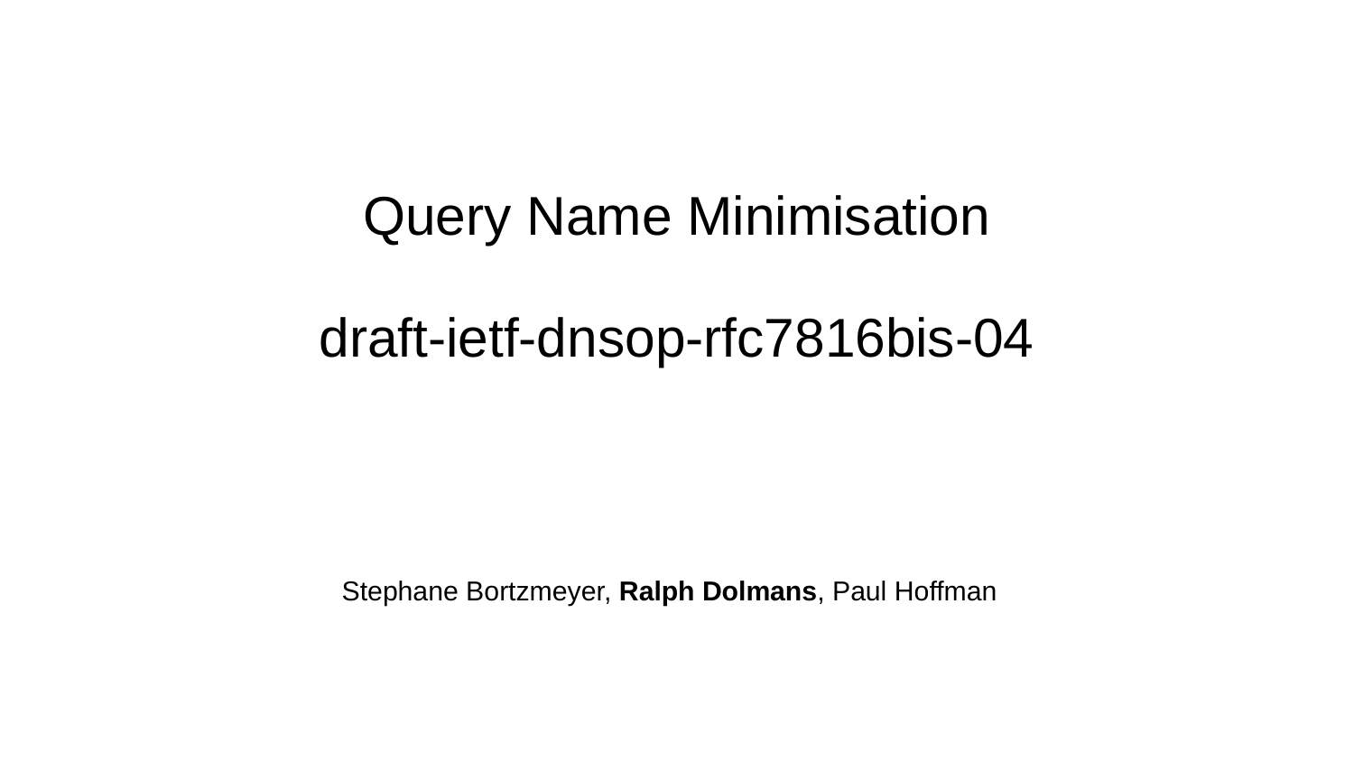# Query Name Minimisation

## draft-ietf-dnsop-rfc7816bis-04

Stephane Bortzmeyer, **Ralph Dolmans**, Paul Hoffman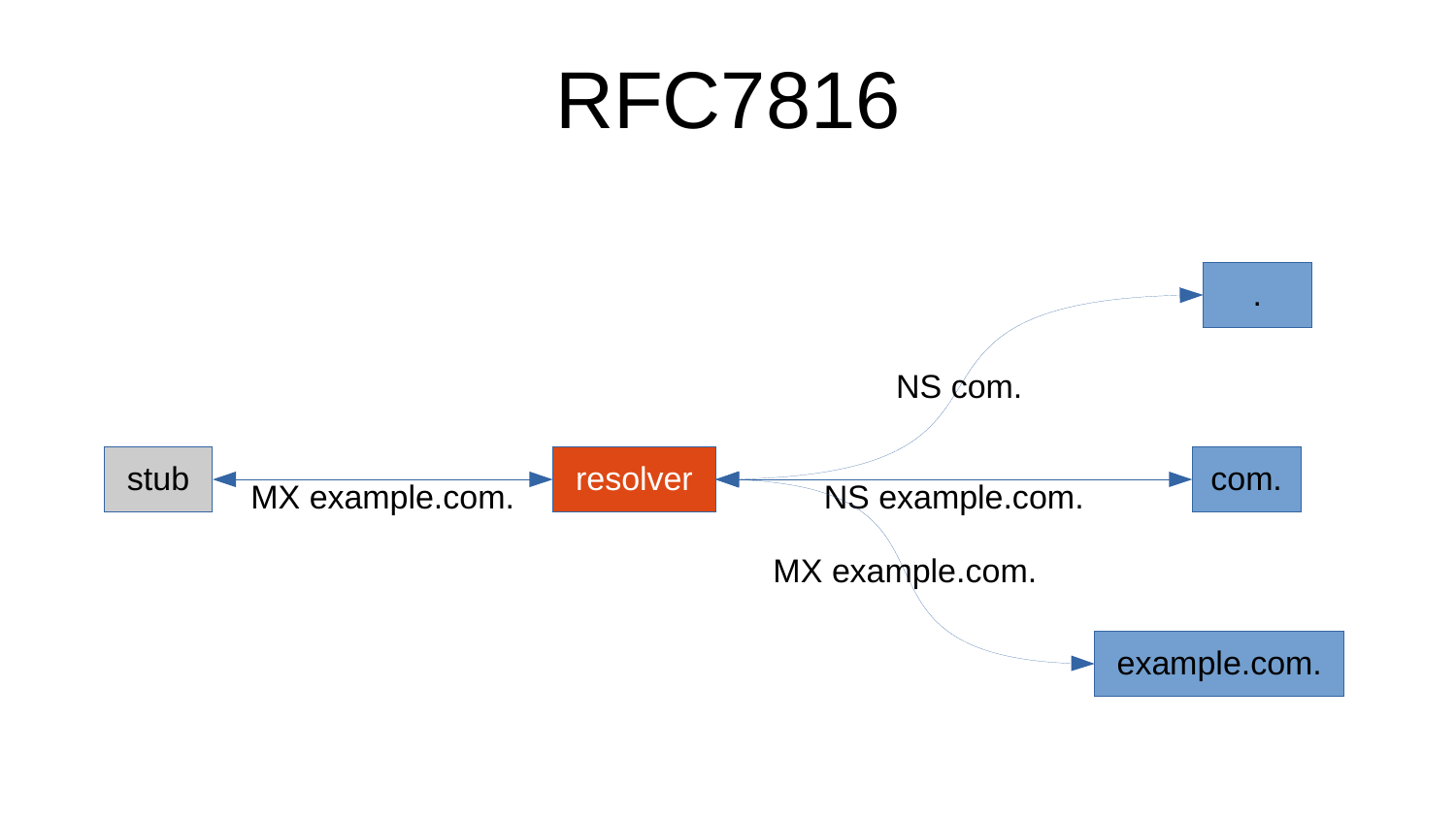# RFC7816

stub

MX example.com.

resolver

NS com.

NS example.com.

MX example.com.

.

com.

example.com.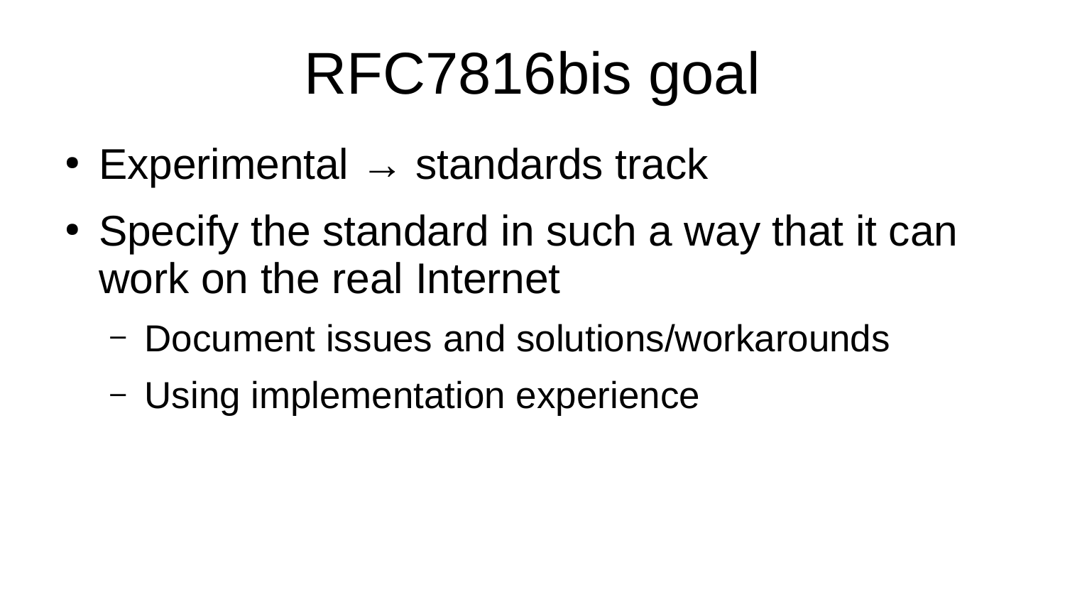# RFC7816bis goal

- Experimental → standards track
- Specify the standard in such a way that it can work on the real Internet
  - Document issues and solutions/workarounds
  - Using implementation experience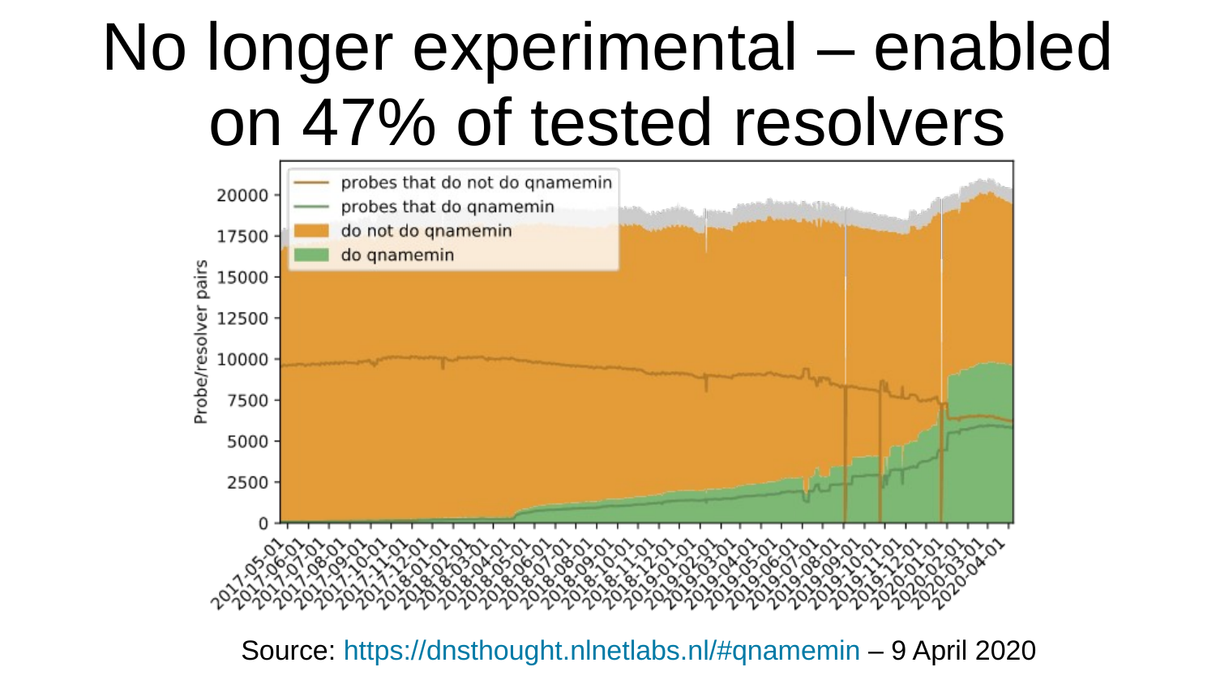# No longer experimental – enabled on 47% of tested resolvers

Source: https://dnsthought.nlnetlabs.nl/#qnamemin – 9 April 2020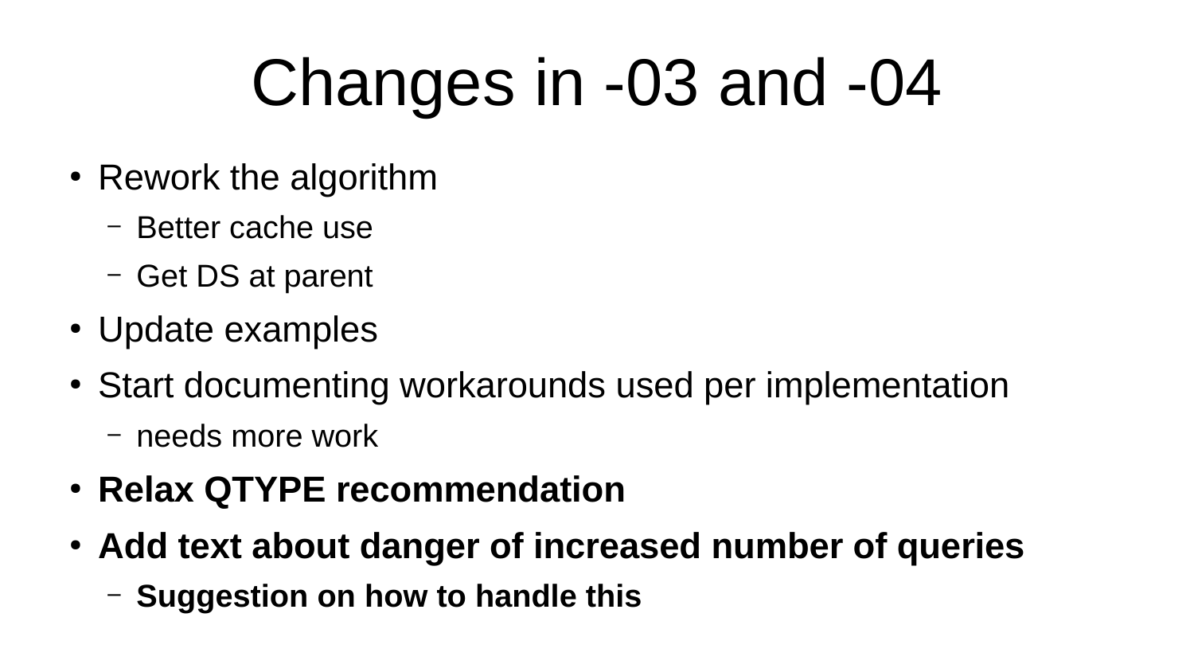# Changes in -03 and -04

- Rework the algorithm
  - Better cache use
  - Get DS at parent
- Update examples
- Start documenting workarounds used per implementation
  - needs more work
- **Relax QTYPE recommendation**
- **Add text about danger of increased number of queries**
  - **Suggestion on how to handle this**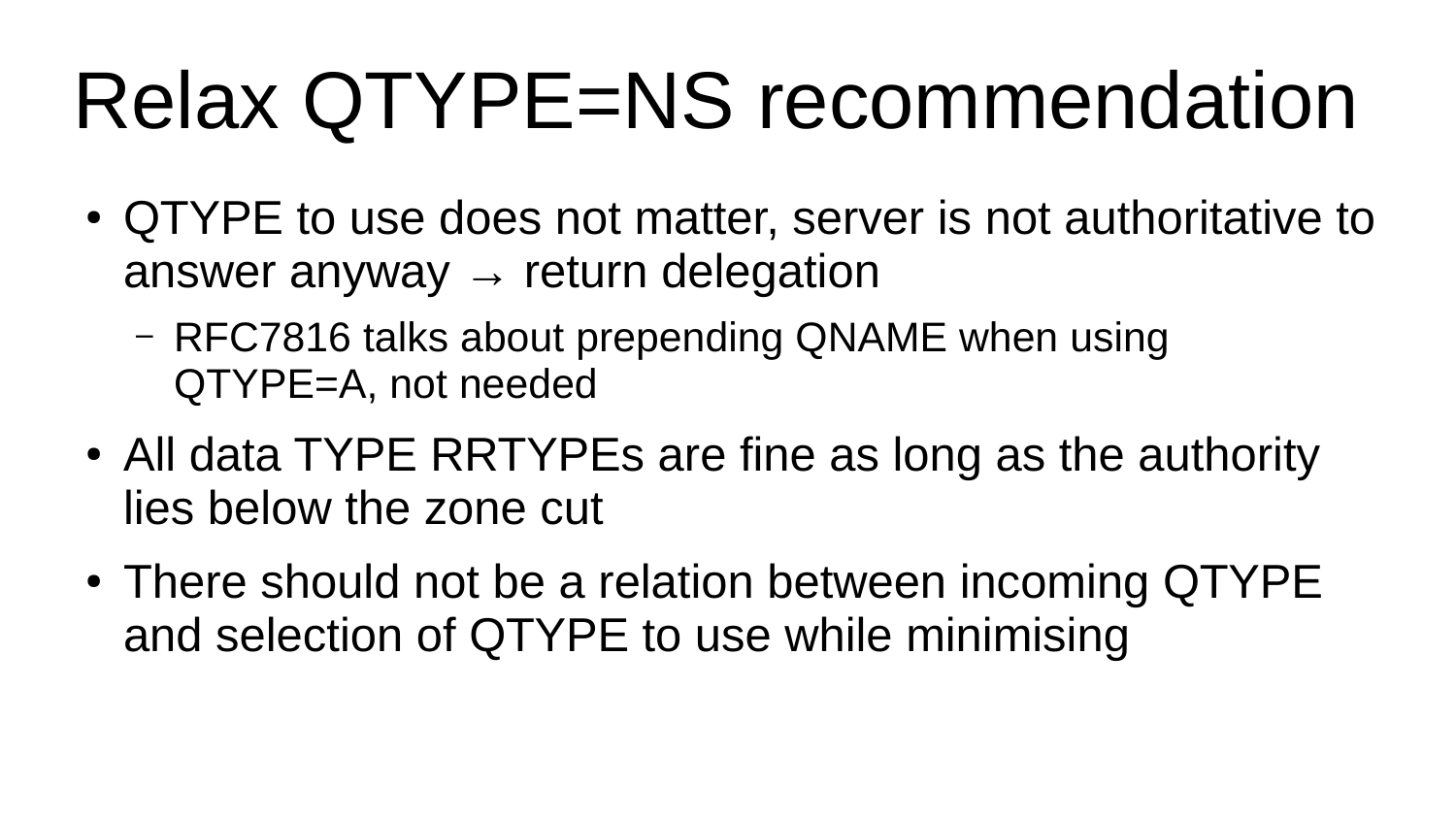# Relax QTYPE=NS recommendation

- QTYPE to use does not matter, server is not authoritative to answer anyway → return delegation
  - RFC7816 talks about prepending QNAME when using QTYPE=A, not needed
- All data TYPE RRTYPEs are fine as long as the authority lies below the zone cut
- There should not be a relation between incoming QTYPE and selection of QTYPE to use while minimising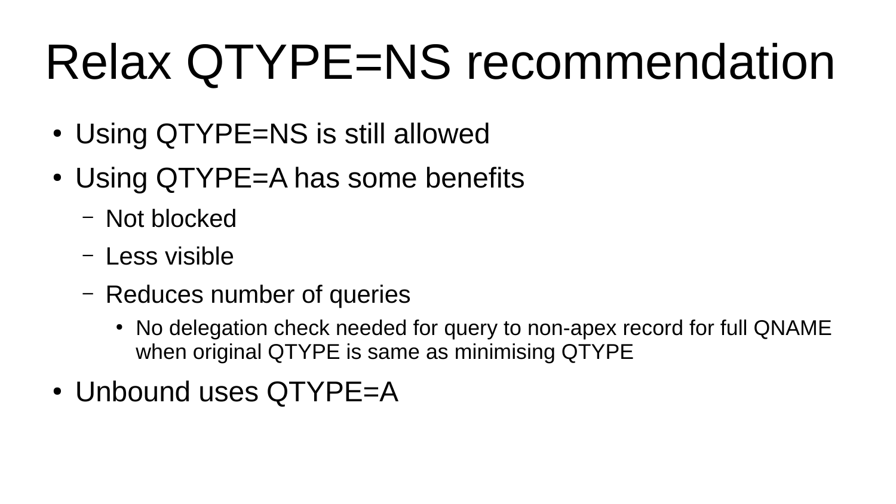# Relax QTYPE=NS recommendation

- Using QTYPE=NS is still allowed
- Using QTYPE=A has some benefits
  - Not blocked
  - Less visible
  - Reduces number of queries
    - No delegation check needed for query to non-apex record for full QNAME when original QTYPE is same as minimising QTYPE
- Unbound uses QTYPE=A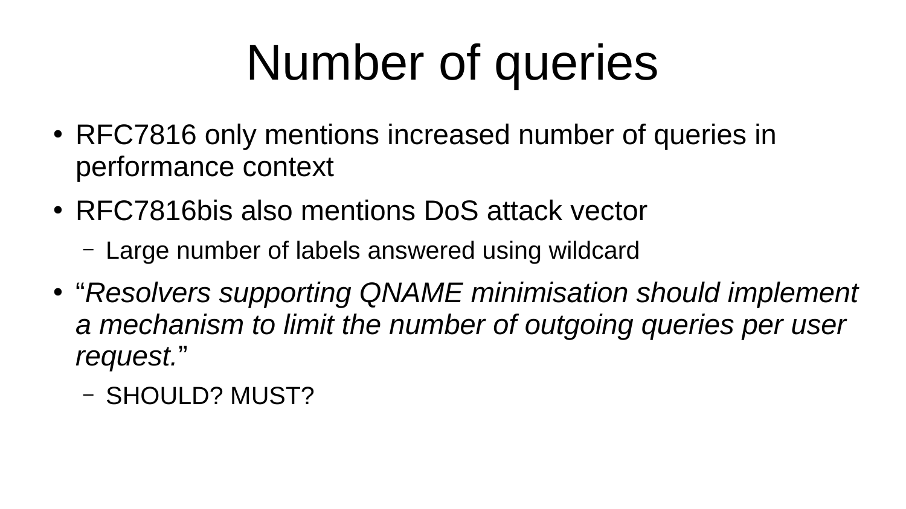# Number of queries

- RFC7816 only mentions increased number of queries in performance context
- RFC7816bis also mentions DoS attack vector
  - Large number of labels answered using wildcard
- “*Resolvers supporting QNAME minimisation should implement a mechanism to limit the number of outgoing queries per user request.*”
  - SHOULD? MUST?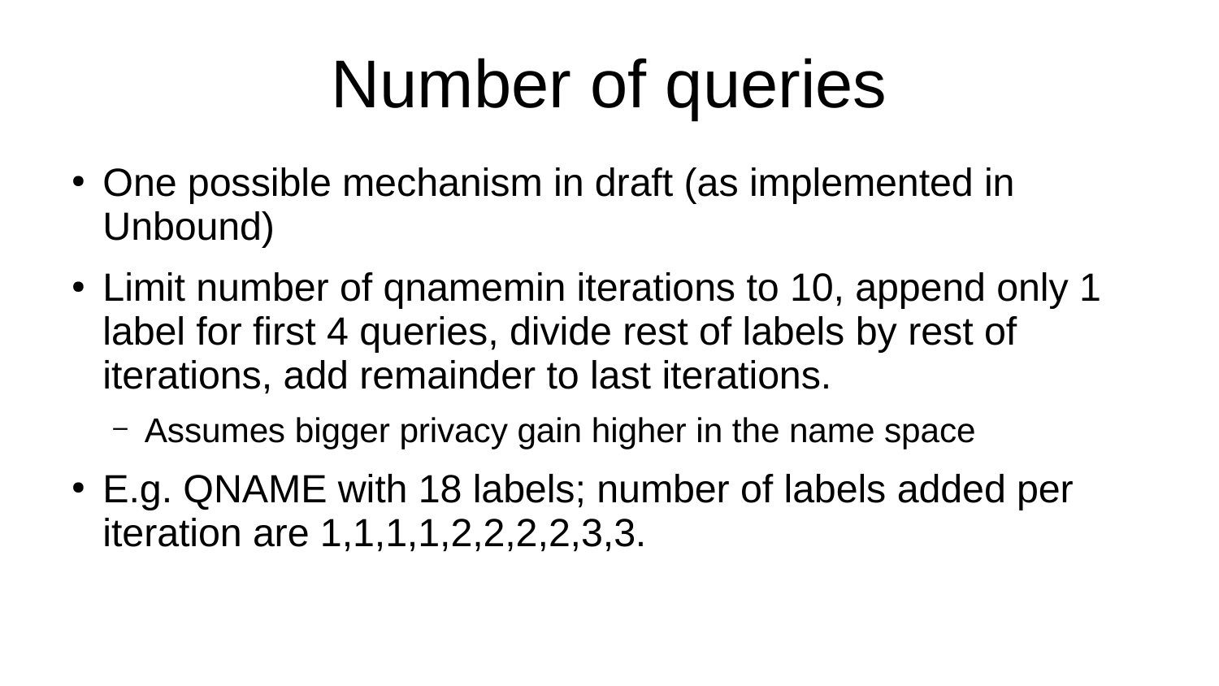# Number of queries

- One possible mechanism in draft (as implemented in Unbound)
- Limit number of qnamemin iterations to 10, append only 1 label for first 4 queries, divide rest of labels by rest of iterations, add remainder to last iterations.
  - Assumes bigger privacy gain higher in the name space
- E.g. QNAME with 18 labels; number of labels added per iteration are 1,1,1,1,2,2,2,2,3,3.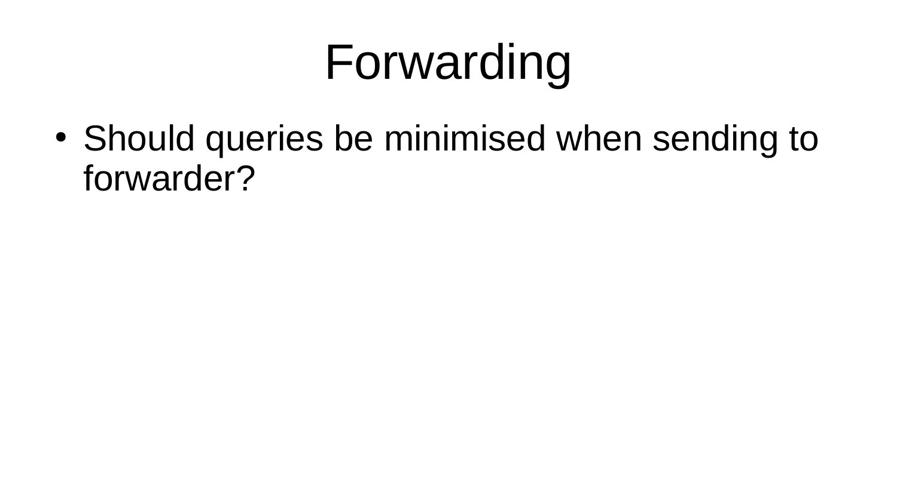# Forwarding

- Should queries be minimised when sending to forwarder?